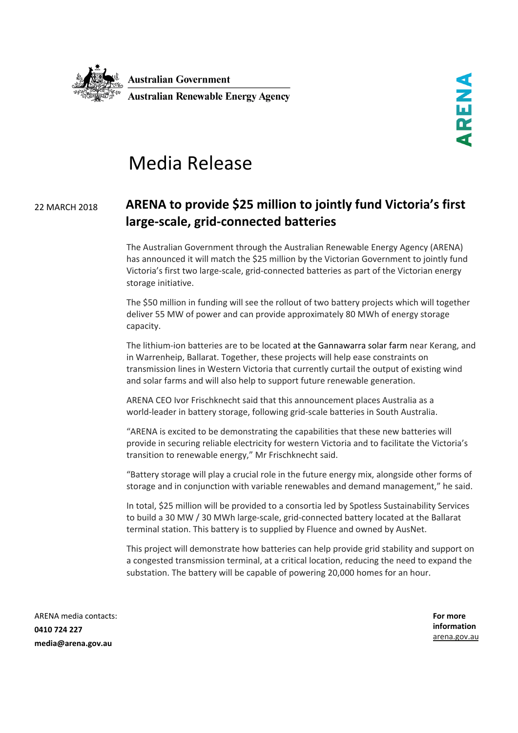Australian Government

Australian Renewable Energy Agency

ARENA

# Media Release

22 MARCH 2018

## ARENA to provide $25 million to jointly fund Victoria's first large-scale, grid-connected batteries

The Australian Government through the Australian Renewable Energy Agency (ARENA) has announced it will match the $25 million by the Victorian Government to jointly fund Victoria's first two large-scale, grid-connected batteries as part of the Victorian energy storage initiative.

The $50 million in funding will see the rollout of two battery projects which will together deliver 55 MW of power and can provide approximately 80 MWh of energy storage capacity.

The lithium-ion batteries are to be located at the Gannawarra solar farm near Kerang, and in Warrenheip, Ballarat. Together, these projects will help ease constraints on transmission lines in Western Victoria that currently curtail the output of existing wind and solar farms and will also help to support future renewable generation.

ARENA CEO Ivor Frischknecht said that this announcement places Australia as a world-leader in battery storage, following grid-scale batteries in South Australia.

"ARENA is excited to be demonstrating the capabilities that these new batteries will provide in securing reliable electricity for western Victoria and to facilitate the Victoria's transition to renewable energy," Mr Frischknecht said.

"Battery storage will play a crucial role in the future energy mix, alongside other forms of storage and in conjunction with variable renewables and demand management," he said.

In total, $25 million will be provided to a consortia led by Spotless Sustainability Services to build a 30 MW / 30 MWh large-scale, grid-connected battery located at the Ballarat terminal station. This battery is to supplied by Fluence and owned by AusNet.

This project will demonstrate how batteries can help provide grid stability and support on a congested transmission terminal, at a critical location, reducing the need to expand the substation. The battery will be capable of powering 20,000 homes for an hour.

ARENA media contacts:
**0410 724 227**
**media@arena.gov.au**

**For more information**
arena.gov.au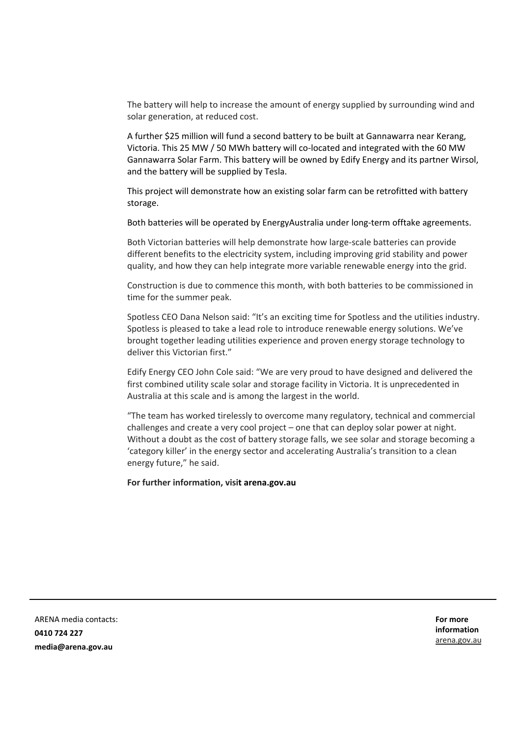The battery will help to increase the amount of energy supplied by surrounding wind and solar generation, at reduced cost.

A further $25 million will fund a second battery to be built at Gannawarra near Kerang, Victoria. This 25 MW / 50 MWh battery will co-located and integrated with the 60 MW Gannawarra Solar Farm. This battery will be owned by Edify Energy and its partner Wirsol, and the battery will be supplied by Tesla.

This project will demonstrate how an existing solar farm can be retrofitted with battery storage.

Both batteries will be operated by EnergyAustralia under long-term offtake agreements.

Both Victorian batteries will help demonstrate how large-scale batteries can provide different benefits to the electricity system, including improving grid stability and power quality, and how they can help integrate more variable renewable energy into the grid.

Construction is due to commence this month, with both batteries to be commissioned in time for the summer peak.

Spotless CEO Dana Nelson said: "It's an exciting time for Spotless and the utilities industry. Spotless is pleased to take a lead role to introduce renewable energy solutions. We've brought together leading utilities experience and proven energy storage technology to deliver this Victorian first."

Edify Energy CEO John Cole said: "We are very proud to have designed and delivered the first combined utility scale solar and storage facility in Victoria. It is unprecedented in Australia at this scale and is among the largest in the world.

"The team has worked tirelessly to overcome many regulatory, technical and commercial challenges and create a very cool project – one that can deploy solar power at night. Without a doubt as the cost of battery storage falls, we see solar and storage becoming a 'category killer' in the energy sector and accelerating Australia's transition to a clean energy future," he said.

**For further information, visit arena.gov.au**

ARENA media contacts:
**0410 724 227**
**media@arena.gov.au**

**For more information**
arena.gov.au